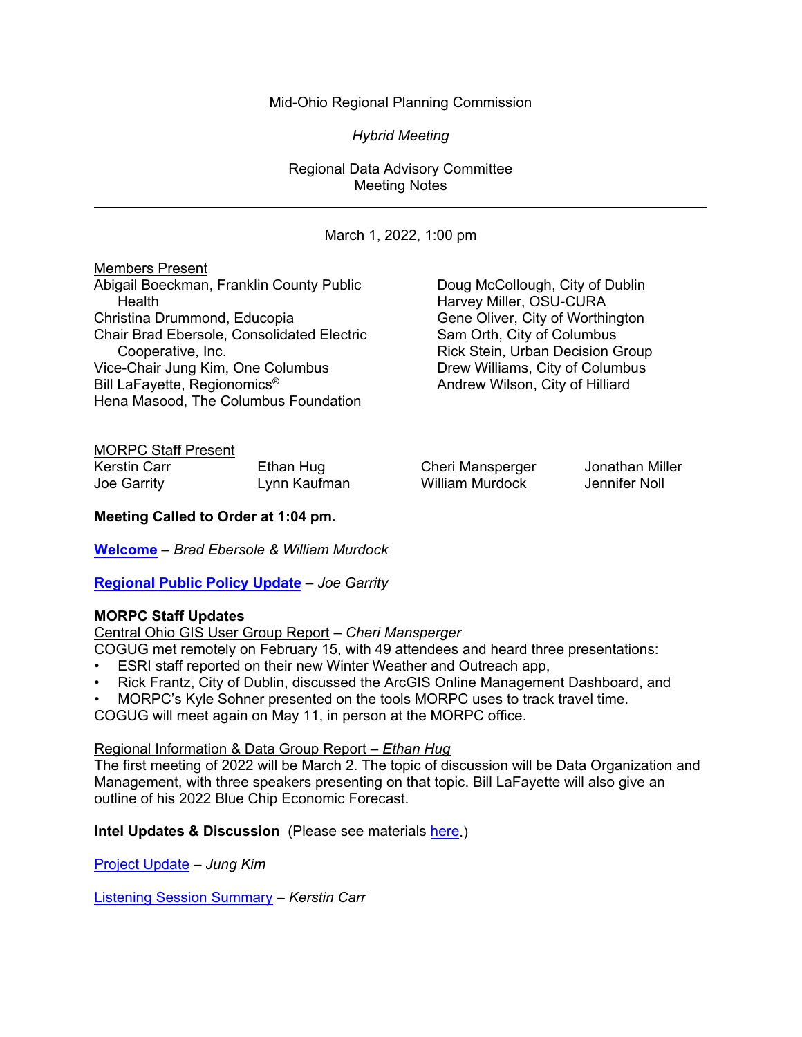Mid-Ohio Regional Planning Commission

*Hybrid Meeting*

Regional Data Advisory Committee
Meeting Notes

---

March 1, 2022, 1:00 pm

Members Present

Abigail Boeckman, Franklin County Public Health
Christina Drummond, Educopia
Chair Brad Ebersole, Consolidated Electric Cooperative, Inc.
Vice-Chair Jung Kim, One Columbus
Bill LaFayette, Regionomics®
Hena Masood, The Columbus Foundation
Doug McCollough, City of Dublin
Harvey Miller, OSU-CURA
Gene Oliver, City of Worthington
Sam Orth, City of Columbus
Rick Stein, Urban Decision Group
Drew Williams, City of Columbus
Andrew Wilson, City of Hilliard

MORPC Staff Present

Kerstin Carr
Joe Garrity
Ethan Hug
Lynn Kaufman
Cheri Mansperger
William Murdock
Jonathan Miller
Jennifer Noll

**Meeting Called to Order at 1:04 pm.**

**Welcome** – *Brad Ebersole & William Murdock*

**Regional Public Policy Update** – *Joe Garrity*

**MORPC Staff Updates**

Central Ohio GIS User Group Report – *Cheri Mansperger*

COGUG met remotely on February 15, with 49 attendees and heard three presentations:

- ESRI staff reported on their new Winter Weather and Outreach app,
- Rick Frantz, City of Dublin, discussed the ArcGIS Online Management Dashboard, and
- MORPC's Kyle Sohner presented on the tools MORPC uses to track travel time.

COGUG will meet again on May 11, in person at the MORPC office.

Regional Information & Data Group Report – *Ethan Hug*

The first meeting of 2022 will be March 2. The topic of discussion will be Data Organization and Management, with three speakers presenting on that topic. Bill LaFayette will also give an outline of his 2022 Blue Chip Economic Forecast.

**Intel Updates & Discussion** (Please see materials here.)

Project Update – *Jung Kim*

Listening Session Summary – *Kerstin Carr*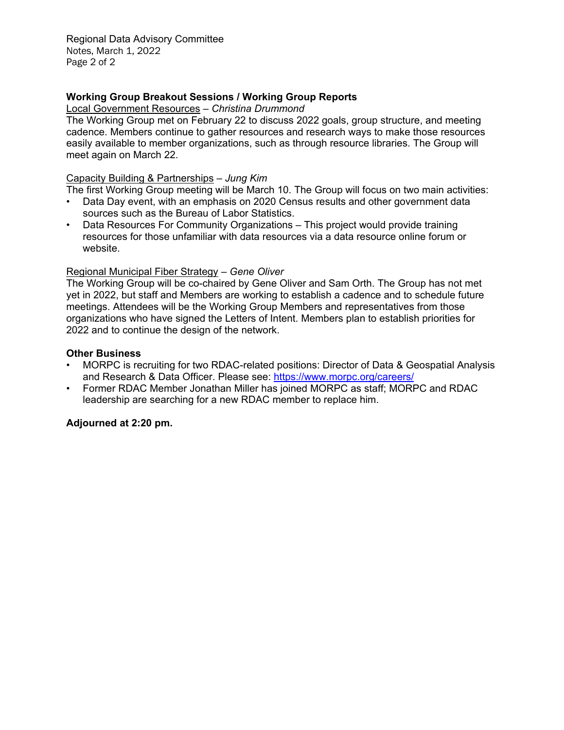## Working Group Breakout Sessions / Working Group Reports

Local Government Resources – *Christina Drummond*

The Working Group met on February 22 to discuss 2022 goals, group structure, and meeting cadence. Members continue to gather resources and research ways to make those resources easily available to member organizations, such as through resource libraries. The Group will meet again on March 22.

Capacity Building & Partnerships – *Jung Kim*

The first Working Group meeting will be March 10. The Group will focus on two main activities:

- Data Day event, with an emphasis on 2020 Census results and other government data sources such as the Bureau of Labor Statistics.
- Data Resources For Community Organizations – This project would provide training resources for those unfamiliar with data resources via a data resource online forum or website.

Regional Municipal Fiber Strategy – *Gene Oliver*

The Working Group will be co-chaired by Gene Oliver and Sam Orth. The Group has not met yet in 2022, but staff and Members are working to establish a cadence and to schedule future meetings. Attendees will be the Working Group Members and representatives from those organizations who have signed the Letters of Intent. Members plan to establish priorities for 2022 and to continue the design of the network.

## Other Business

- MORPC is recruiting for two RDAC-related positions: Director of Data & Geospatial Analysis and Research & Data Officer. Please see: https://www.morpc.org/careers/
- Former RDAC Member Jonathan Miller has joined MORPC as staff; MORPC and RDAC leadership are searching for a new RDAC member to replace him.

**Adjourned at 2:20 pm.**